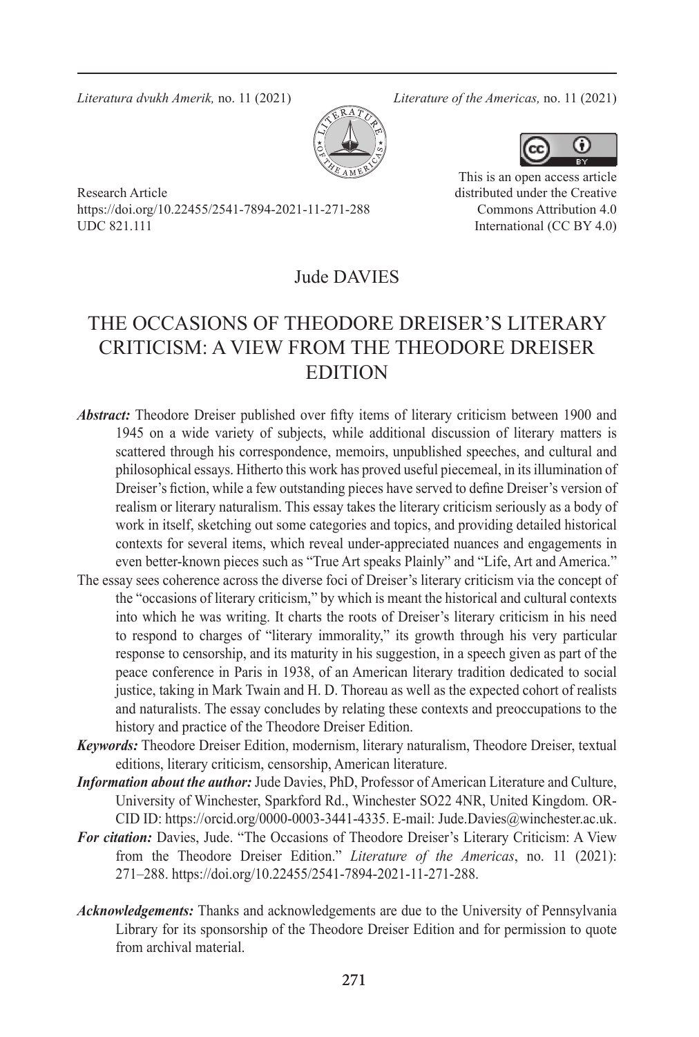Research Article
https://doi.org/10.22455/2541-7894-2021-11-271-288
UDC 821.111

This is an open access article distributed under the Creative Commons Attribution 4.0 International (CC BY 4.0)

Jude DAVIES

# THE OCCASIONS OF THEODORE DREISER'S LITERARY CRITICISM: A VIEW FROM THE THEODORE DREISER EDITION

***Abstract:*** Theodore Dreiser published over fifty items of literary criticism between 1900 and 1945 on a wide variety of subjects, while additional discussion of literary matters is scattered through his correspondence, memoirs, unpublished speeches, and cultural and philosophical essays. Hitherto this work has proved useful piecemeal, in its illumination of Dreiser's fiction, while a few outstanding pieces have served to define Dreiser's version of realism or literary naturalism. This essay takes the literary criticism seriously as a body of work in itself, sketching out some categories and topics, and providing detailed historical contexts for several items, which reveal under-appreciated nuances and engagements in even better-known pieces such as "True Art speaks Plainly" and "Life, Art and America."

The essay sees coherence across the diverse foci of Dreiser's literary criticism via the concept of the "occasions of literary criticism," by which is meant the historical and cultural contexts into which he was writing. It charts the roots of Dreiser's literary criticism in his need to respond to charges of "literary immorality," its growth through his very particular response to censorship, and its maturity in his suggestion, in a speech given as part of the peace conference in Paris in 1938, of an American literary tradition dedicated to social justice, taking in Mark Twain and H. D. Thoreau as well as the expected cohort of realists and naturalists. The essay concludes by relating these contexts and preoccupations to the history and practice of the Theodore Dreiser Edition.

***Keywords:*** Theodore Dreiser Edition, modernism, literary naturalism, Theodore Dreiser, textual editions, literary criticism, censorship, American literature.

***Information about the author:*** Jude Davies, PhD, Professor of American Literature and Culture, University of Winchester, Sparkford Rd., Winchester SO22 4NR, United Kingdom. ORCID ID: https://orcid.org/0000-0003-3441-4335. E-mail: Jude.Davies@winchester.ac.uk.

***For citation:*** Davies, Jude. "The Occasions of Theodore Dreiser's Literary Criticism: A View from the Theodore Dreiser Edition." *Literature of the Americas*, no. 11 (2021): 271–288. https://doi.org/10.22455/2541-7894-2021-11-271-288.

***Acknowledgements:*** Thanks and acknowledgements are due to the University of Pennsylvania Library for its sponsorship of the Theodore Dreiser Edition and for permission to quote from archival material.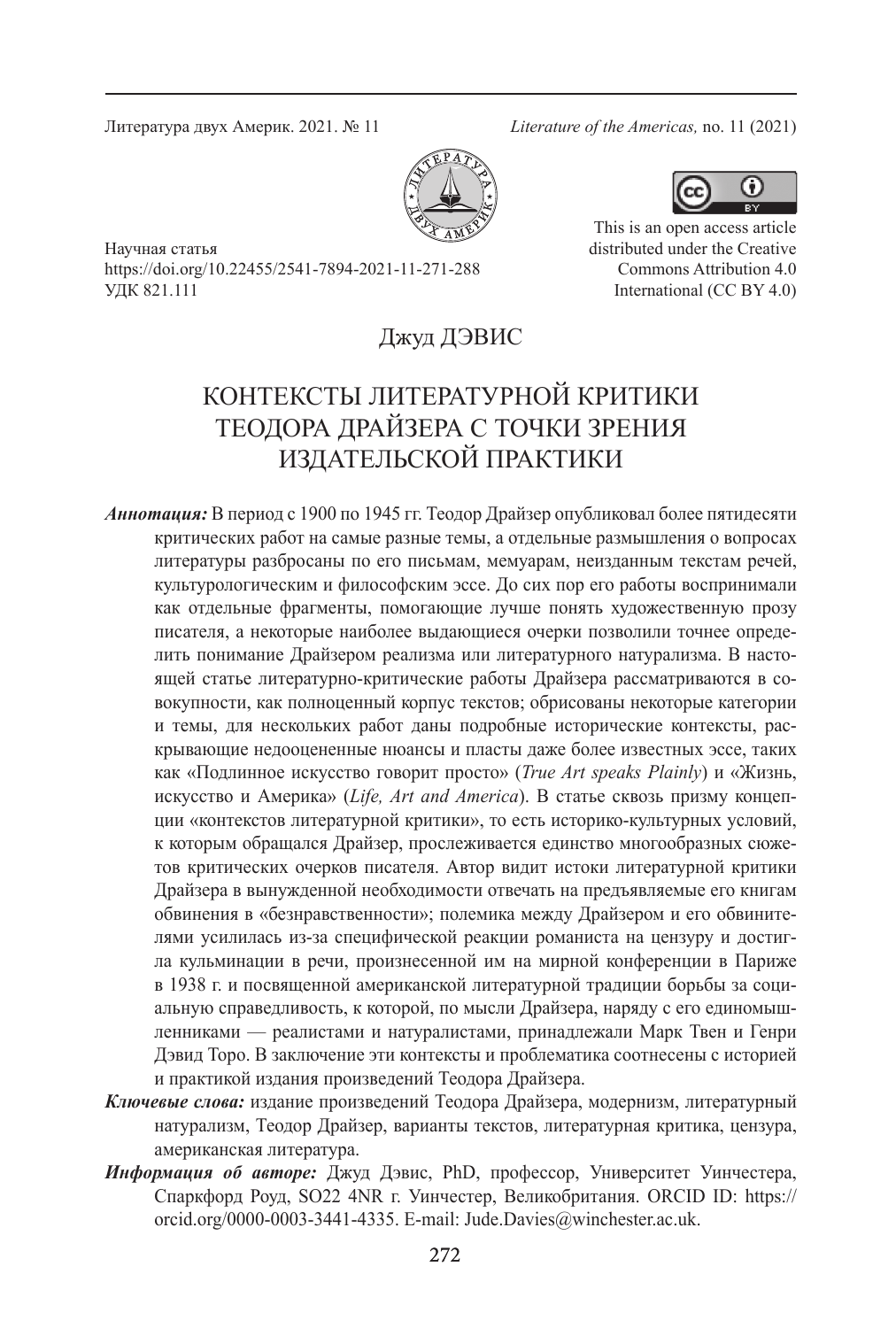Научная статья
https://doi.org/10.22455/2541-7894-2021-11-271-288
УДК 821.111

This is an open access article distributed under the Creative Commons Attribution 4.0 International (CC BY 4.0)

Джуд ДЭВИС

# КОНТЕКСТЫ ЛИТЕРАТУРНОЙ КРИТИКИ ТЕОДОРА ДРАЙЗЕРА С ТОЧКИ ЗРЕНИЯ ИЗДАТЕЛЬСКОЙ ПРАКТИКИ

***Аннотация:*** В период с 1900 по 1945 гг. Теодор Драйзер опубликовал более пятидесяти критических работ на самые разные темы, а отдельные размышления о вопросах литературы разбросаны по его письмам, мемуарам, неизданным текстам речей, культурологическим и философским эссе. До сих пор его работы воспринимали как отдельные фрагменты, помогающие лучше понять художественную прозу писателя, а некоторые наиболее выдающиеся очерки позволили точнее определить понимание Драйзером реализма или литературного натурализма. В настоящей статье литературно-критические работы Драйзера рассматриваются в совокупности, как полноценный корпус текстов; обрисованы некоторые категории и темы, для нескольких работ даны подробные исторические контексты, раскрывающие недооцененные нюансы и пласты даже более известных эссе, таких как «Подлинное искусство говорит просто» (*True Art speaks Plainly*) и «Жизнь, искусство и Америка» (*Life, Art and America*). В статье сквозь призму концепции «контекстов литературной критики», то есть историко-культурных условий, к которым обращался Драйзер, прослеживается единство многообразных сюжетов критических очерков писателя. Автор видит истоки литературной критики Драйзера в вынужденной необходимости отвечать на предъявляемые его книгам обвинения в «безнравственности»; полемика между Драйзером и его обвинителями усилилась из-за специфической реакции романиста на цензуру и достигла кульминации в речи, произнесенной им на мирной конференции в Париже в 1938 г. и посвященной американской литературной традиции борьбы за социальную справедливость, к которой, по мысли Драйзера, наряду с его единомышленниками — реалистами и натуралистами, принадлежали Марк Твен и Генри Дэвид Торо. В заключение эти контексты и проблематика соотнесены с историей и практикой издания произведений Теодора Драйзера.

***Ключевые слова:*** издание произведений Теодора Драйзера, модернизм, литературный натурализм, Теодор Драйзер, варианты текстов, литературная критика, цензура, американская литература.

***Информация об авторе:*** Джуд Дэвис, PhD, профессор, Университет Уинчестера, Спаркфорд Роуд, SO22 4NR г. Уинчестер, Великобритания. ORCID ID: https://orcid.org/0000-0003-3441-4335. E-mail: Jude.Davies@winchester.ac.uk.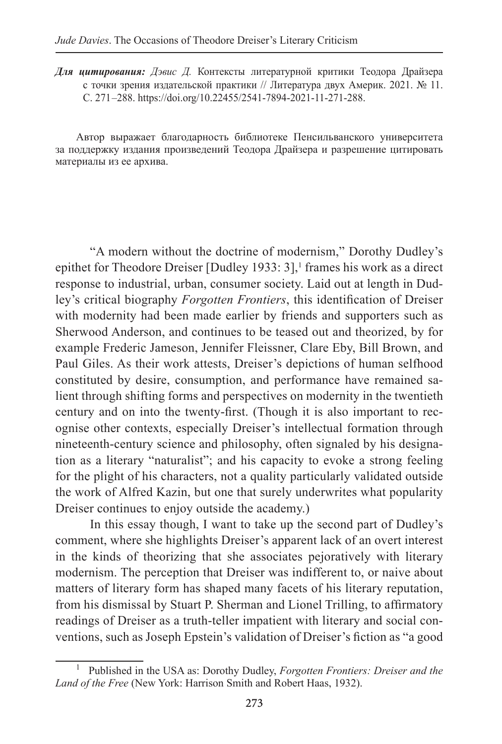***Для цитирования:*** *Дэвис Д.* Контексты литературной критики Теодора Драйзера с точки зрения издательской практики // Литература двух Америк. 2021. № 11. С. 271–288. https://doi.org/10.22455/2541-7894-2021-11-271-288.

Автор выражает благодарность библиотеке Пенсильванского университета за поддержку издания произведений Теодора Драйзера и разрешение цитировать материалы из ее архива.

"A modern without the doctrine of modernism," Dorothy Dudley's epithet for Theodore Dreiser [Dudley 1933: 3],[1] frames his work as a direct response to industrial, urban, consumer society. Laid out at length in Dudley's critical biography *Forgotten Frontiers*, this identification of Dreiser with modernity had been made earlier by friends and supporters such as Sherwood Anderson, and continues to be teased out and theorized, by for example Frederic Jameson, Jennifer Fleissner, Clare Eby, Bill Brown, and Paul Giles. As their work attests, Dreiser's depictions of human selfhood constituted by desire, consumption, and performance have remained salient through shifting forms and perspectives on modernity in the twentieth century and on into the twenty-first. (Though it is also important to recognise other contexts, especially Dreiser's intellectual formation through nineteenth-century science and philosophy, often signaled by his designation as a literary "naturalist"; and his capacity to evoke a strong feeling for the plight of his characters, not a quality particularly validated outside the work of Alfred Kazin, but one that surely underwrites what popularity Dreiser continues to enjoy outside the academy.)

In this essay though, I want to take up the second part of Dudley's comment, where she highlights Dreiser's apparent lack of an overt interest in the kinds of theorizing that she associates pejoratively with literary modernism. The perception that Dreiser was indifferent to, or naive about matters of literary form has shaped many facets of his literary reputation, from his dismissal by Stuart P. Sherman and Lionel Trilling, to affirmatory readings of Dreiser as a truth-teller impatient with literary and social conventions, such as Joseph Epstein's validation of Dreiser's fiction as "a good

---

[1] Published in the USA as: Dorothy Dudley, *Forgotten Frontiers: Dreiser and the Land of the Free* (New York: Harrison Smith and Robert Haas, 1932).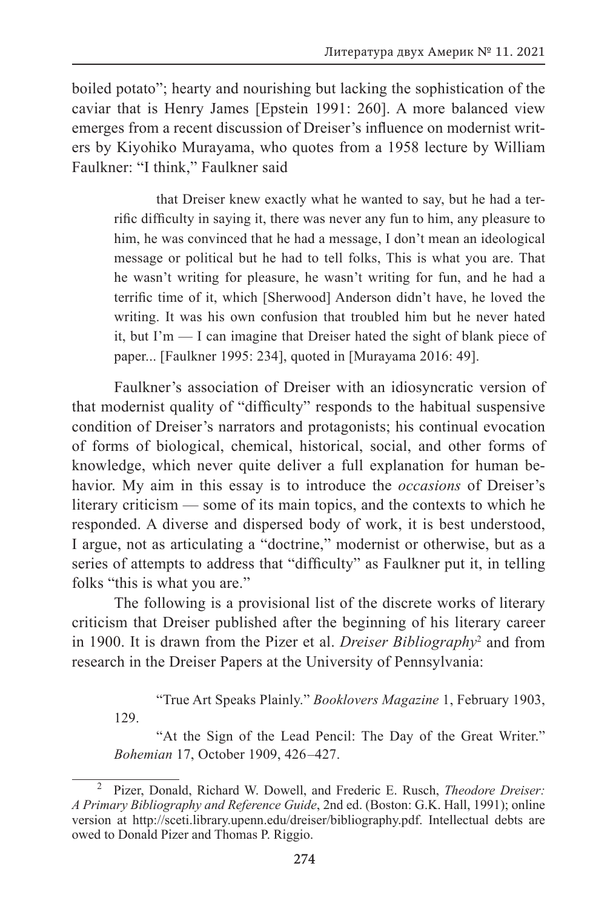boiled potato"; hearty and nourishing but lacking the sophistication of the caviar that is Henry James [Epstein 1991: 260]. A more balanced view emerges from a recent discussion of Dreiser's influence on modernist writers by Kiyohiko Murayama, who quotes from a 1958 lecture by William Faulkner: "I think," Faulkner said

> that Dreiser knew exactly what he wanted to say, but he had a terrific difficulty in saying it, there was never any fun to him, any pleasure to him, he was convinced that he had a message, I don't mean an ideological message or political but he had to tell folks, This is what you are. That he wasn't writing for pleasure, he wasn't writing for fun, and he had a terrific time of it, which [Sherwood] Anderson didn't have, he loved the writing. It was his own confusion that troubled him but he never hated it, but I'm — I can imagine that Dreiser hated the sight of blank piece of paper... [Faulkner 1995: 234], quoted in [Murayama 2016: 49].

Faulkner's association of Dreiser with an idiosyncratic version of that modernist quality of "difficulty" responds to the habitual suspensive condition of Dreiser's narrators and protagonists; his continual evocation of forms of biological, chemical, historical, social, and other forms of knowledge, which never quite deliver a full explanation for human behavior. My aim in this essay is to introduce the *occasions* of Dreiser's literary criticism — some of its main topics, and the contexts to which he responded. A diverse and dispersed body of work, it is best understood, I argue, not as articulating a "doctrine," modernist or otherwise, but as a series of attempts to address that "difficulty" as Faulkner put it, in telling folks "this is what you are."

The following is a provisional list of the discrete works of literary criticism that Dreiser published after the beginning of his literary career in 1900. It is drawn from the Pizer et al. *Dreiser Bibliography*[2] and from research in the Dreiser Papers at the University of Pennsylvania:

> "True Art Speaks Plainly." *Booklovers Magazine* 1, February 1903, 129.
>
> "At the Sign of the Lead Pencil: The Day of the Great Writer." *Bohemian* 17, October 1909, 426–427.

---

[2] Pizer, Donald, Richard W. Dowell, and Frederic E. Rusch, *Theodore Dreiser: A Primary Bibliography and Reference Guide*, 2nd ed. (Boston: G.K. Hall, 1991); online version at http://sceti.library.upenn.edu/dreiser/bibliography.pdf. Intellectual debts are owed to Donald Pizer and Thomas P. Riggio.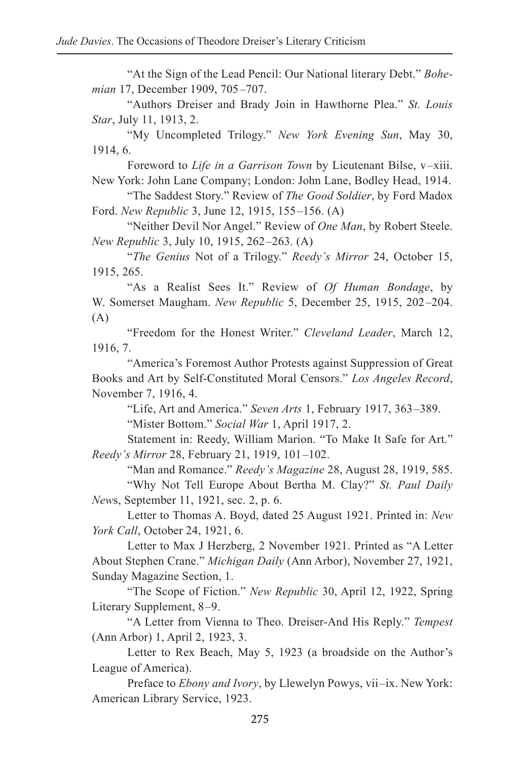"At the Sign of the Lead Pencil: Our National literary Debt." *Bohemian* 17, December 1909, 705–707.

"Authors Dreiser and Brady Join in Hawthorne Plea." *St. Louis Star*, July 11, 1913, 2.

"My Uncompleted Trilogy." *New York Evening Sun*, May 30, 1914, 6.

Foreword to *Life in a Garrison Town* by Lieutenant Bilse, v–xiii. New York: John Lane Company; London: John Lane, Bodley Head, 1914.

"The Saddest Story." Review of *The Good Soldier*, by Ford Madox Ford. *New Republic* 3, June 12, 1915, 155–156. (A)

"Neither Devil Nor Angel." Review of *One Man*, by Robert Steele. *New Republic* 3, July 10, 1915, 262–263. (A)

"*The Genius* Not of a Trilogy." *Reedy's Mirror* 24, October 15, 1915, 265.

"As a Realist Sees It." Review of *Of Human Bondage*, by W. Somerset Maugham. *New Republic* 5, December 25, 1915, 202–204. (A)

"Freedom for the Honest Writer." *Cleveland Leader*, March 12, 1916, 7.

"America's Foremost Author Protests against Suppression of Great Books and Art by Self-Constituted Moral Censors." *Los Angeles Record*, November 7, 1916, 4.

"Life, Art and America." *Seven Arts* 1, February 1917, 363–389.

"Mister Bottom." *Social War* 1, April 1917, 2.

Statement in: Reedy, William Marion. "To Make It Safe for Art." *Reedy's Mirror* 28, February 21, 1919, 101–102.

"Man and Romance." *Reedy's Magazine* 28, August 28, 1919, 585.

"Why Not Tell Europe About Bertha M. Clay?" *St. Paul Daily News*, September 11, 1921, sec. 2, p. 6.

Letter to Thomas A. Boyd, dated 25 August 1921. Printed in: *New York Call*, October 24, 1921, 6.

Letter to Max J Herzberg, 2 November 1921. Printed as "A Letter About Stephen Crane." *Michigan Daily* (Ann Arbor), November 27, 1921, Sunday Magazine Section, 1.

"The Scope of Fiction." *New Republic* 30, April 12, 1922, Spring Literary Supplement, 8–9.

"A Letter from Vienna to Theo. Dreiser-And His Reply." *Tempest* (Ann Arbor) 1, April 2, 1923, 3.

Letter to Rex Beach, May 5, 1923 (a broadside on the Author's League of America).

Preface to *Ebony and Ivory*, by Llewelyn Powys, vii–ix. New York: American Library Service, 1923.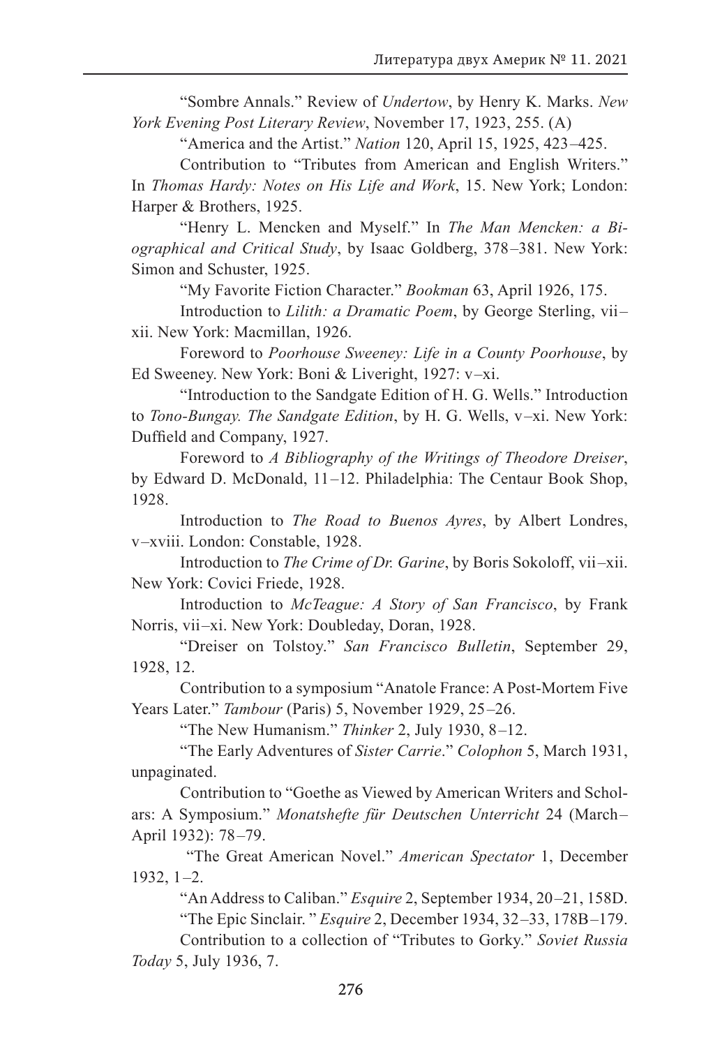"Sombre Annals." Review of *Undertow*, by Henry K. Marks. *New York Evening Post Literary Review*, November 17, 1923, 255. (A)

"America and the Artist." *Nation* 120, April 15, 1925, 423–425.

Contribution to "Tributes from American and English Writers." In *Thomas Hardy: Notes on His Life and Work*, 15. New York; London: Harper & Brothers, 1925.

"Henry L. Mencken and Myself." In *The Man Mencken: a Biographical and Critical Study*, by Isaac Goldberg, 378–381. New York: Simon and Schuster, 1925.

"My Favorite Fiction Character." *Bookman* 63, April 1926, 175.

Introduction to *Lilith: a Dramatic Poem*, by George Sterling, vii–xii. New York: Macmillan, 1926.

Foreword to *Poorhouse Sweeney: Life in a County Poorhouse*, by Ed Sweeney. New York: Boni & Liveright, 1927: v–xi.

"Introduction to the Sandgate Edition of H. G. Wells." Introduction to *Tono-Bungay. The Sandgate Edition*, by H. G. Wells, v–xi. New York: Duffield and Company, 1927.

Foreword to *A Bibliography of the Writings of Theodore Dreiser*, by Edward D. McDonald, 11–12. Philadelphia: The Centaur Book Shop, 1928.

Introduction to *The Road to Buenos Ayres*, by Albert Londres, v–xviii. London: Constable, 1928.

Introduction to *The Crime of Dr. Garine*, by Boris Sokoloff, vii–xii. New York: Covici Friede, 1928.

Introduction to *McTeague: A Story of San Francisco*, by Frank Norris, vii–xi. New York: Doubleday, Doran, 1928.

"Dreiser on Tolstoy." *San Francisco Bulletin*, September 29, 1928, 12.

Contribution to a symposium "Anatole France: A Post-Mortem Five Years Later." *Tambour* (Paris) 5, November 1929, 25–26.

"The New Humanism." *Thinker* 2, July 1930, 8–12.

"The Early Adventures of *Sister Carrie*." *Colophon* 5, March 1931, unpaginated.

Contribution to "Goethe as Viewed by American Writers and Scholars: A Symposium." *Monatshefte für Deutschen Unterricht* 24 (March–April 1932): 78–79.

"The Great American Novel." *American Spectator* 1, December 1932, 1–2.

"An Address to Caliban." *Esquire* 2, September 1934, 20–21, 158D.

"The Epic Sinclair." *Esquire* 2, December 1934, 32–33, 178B–179.

Contribution to a collection of "Tributes to Gorky." *Soviet Russia Today* 5, July 1936, 7.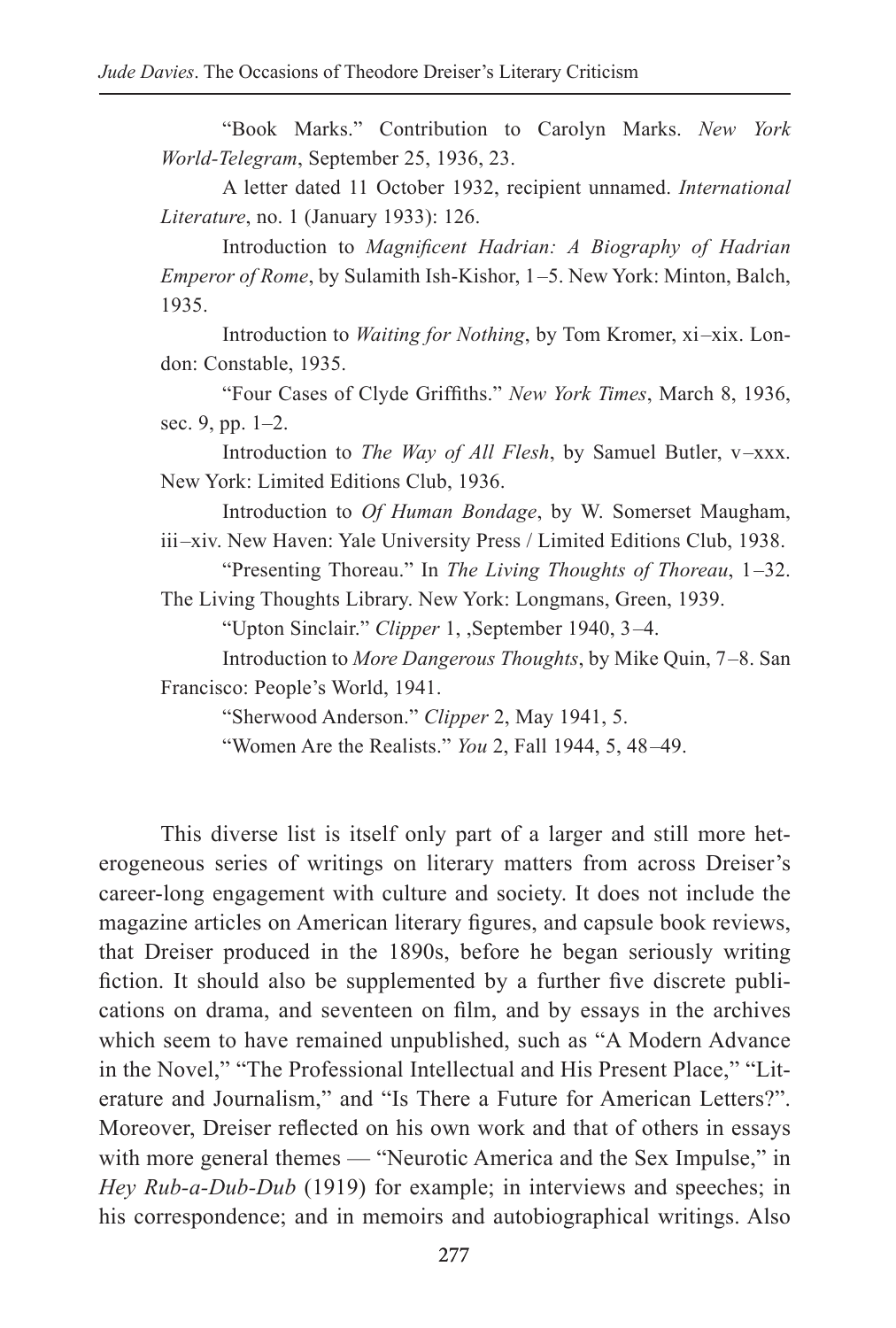"Book Marks." Contribution to Carolyn Marks. *New York World-Telegram*, September 25, 1936, 23.

A letter dated 11 October 1932, recipient unnamed. *International Literature*, no. 1 (January 1933): 126.

Introduction to *Magnificent Hadrian: A Biography of Hadrian Emperor of Rome*, by Sulamith Ish-Kishor, 1–5. New York: Minton, Balch, 1935.

Introduction to *Waiting for Nothing*, by Tom Kromer, xi–xix. London: Constable, 1935.

"Four Cases of Clyde Griffiths." *New York Times*, March 8, 1936, sec. 9, pp. 1–2.

Introduction to *The Way of All Flesh*, by Samuel Butler, v–xxx. New York: Limited Editions Club, 1936.

Introduction to *Of Human Bondage*, by W. Somerset Maugham, iii–xiv. New Haven: Yale University Press / Limited Editions Club, 1938.

"Presenting Thoreau." In *The Living Thoughts of Thoreau*, 1–32. The Living Thoughts Library. New York: Longmans, Green, 1939.

"Upton Sinclair." *Clipper* 1, ,September 1940, 3–4.

Introduction to *More Dangerous Thoughts*, by Mike Quin, 7–8. San Francisco: People's World, 1941.

"Sherwood Anderson." *Clipper* 2, May 1941, 5.

"Women Are the Realists." *You* 2, Fall 1944, 5, 48–49.

This diverse list is itself only part of a larger and still more heterogeneous series of writings on literary matters from across Dreiser's career-long engagement with culture and society. It does not include the magazine articles on American literary figures, and capsule book reviews, that Dreiser produced in the 1890s, before he began seriously writing fiction. It should also be supplemented by a further five discrete publications on drama, and seventeen on film, and by essays in the archives which seem to have remained unpublished, such as "A Modern Advance in the Novel," "The Professional Intellectual and His Present Place," "Literature and Journalism," and "Is There a Future for American Letters?". Moreover, Dreiser reflected on his own work and that of others in essays with more general themes — "Neurotic America and the Sex Impulse," in *Hey Rub-a-Dub-Dub* (1919) for example; in interviews and speeches; in his correspondence; and in memoirs and autobiographical writings. Also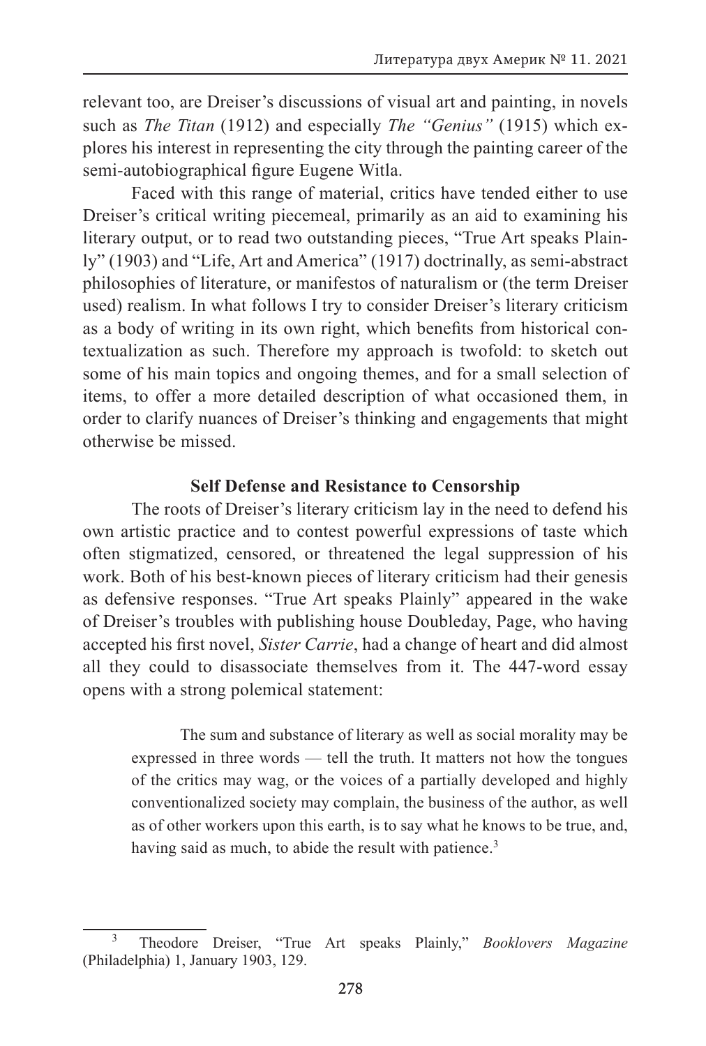relevant too, are Dreiser's discussions of visual art and painting, in novels such as *The Titan* (1912) and especially *The "Genius"* (1915) which explores his interest in representing the city through the painting career of the semi-autobiographical figure Eugene Witla.

Faced with this range of material, critics have tended either to use Dreiser's critical writing piecemeal, primarily as an aid to examining his literary output, or to read two outstanding pieces, "True Art speaks Plainly" (1903) and "Life, Art and America" (1917) doctrinally, as semi-abstract philosophies of literature, or manifestos of naturalism or (the term Dreiser used) realism. In what follows I try to consider Dreiser's literary criticism as a body of writing in its own right, which benefits from historical contextualization as such. Therefore my approach is twofold: to sketch out some of his main topics and ongoing themes, and for a small selection of items, to offer a more detailed description of what occasioned them, in order to clarify nuances of Dreiser's thinking and engagements that might otherwise be missed.

### Self Defense and Resistance to Censorship

The roots of Dreiser's literary criticism lay in the need to defend his own artistic practice and to contest powerful expressions of taste which often stigmatized, censored, or threatened the legal suppression of his work. Both of his best-known pieces of literary criticism had their genesis as defensive responses. "True Art speaks Plainly" appeared in the wake of Dreiser's troubles with publishing house Doubleday, Page, who having accepted his first novel, *Sister Carrie*, had a change of heart and did almost all they could to disassociate themselves from it. The 447-word essay opens with a strong polemical statement:

> The sum and substance of literary as well as social morality may be expressed in three words — tell the truth. It matters not how the tongues of the critics may wag, or the voices of a partially developed and highly conventionalized society may complain, the business of the author, as well as of other workers upon this earth, is to say what he knows to be true, and, having said as much, to abide the result with patience.[3]

---

[3] Theodore Dreiser, "True Art speaks Plainly," *Booklovers Magazine* (Philadelphia) 1, January 1903, 129.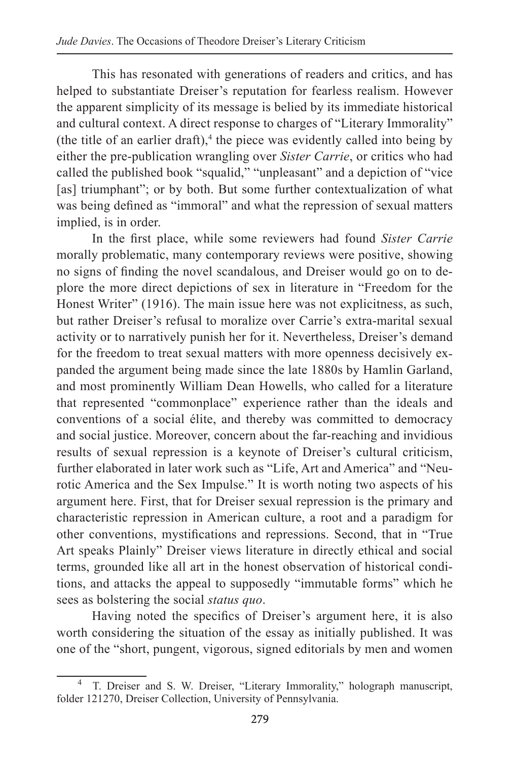This has resonated with generations of readers and critics, and has helped to substantiate Dreiser's reputation for fearless realism. However the apparent simplicity of its message is belied by its immediate historical and cultural context. A direct response to charges of "Literary Immorality" (the title of an earlier draft),[4] the piece was evidently called into being by either the pre-publication wrangling over *Sister Carrie*, or critics who had called the published book "squalid," "unpleasant" and a depiction of "vice [as] triumphant"; or by both. But some further contextualization of what was being defined as "immoral" and what the repression of sexual matters implied, is in order.

In the first place, while some reviewers had found *Sister Carrie* morally problematic, many contemporary reviews were positive, showing no signs of finding the novel scandalous, and Dreiser would go on to deplore the more direct depictions of sex in literature in "Freedom for the Honest Writer" (1916). The main issue here was not explicitness, as such, but rather Dreiser's refusal to moralize over Carrie's extra-marital sexual activity or to narratively punish her for it. Nevertheless, Dreiser's demand for the freedom to treat sexual matters with more openness decisively expanded the argument being made since the late 1880s by Hamlin Garland, and most prominently William Dean Howells, who called for a literature that represented "commonplace" experience rather than the ideals and conventions of a social élite, and thereby was committed to democracy and social justice. Moreover, concern about the far-reaching and invidious results of sexual repression is a keynote of Dreiser's cultural criticism, further elaborated in later work such as "Life, Art and America" and "Neurotic America and the Sex Impulse." It is worth noting two aspects of his argument here. First, that for Dreiser sexual repression is the primary and characteristic repression in American culture, a root and a paradigm for other conventions, mystifications and repressions. Second, that in "True Art speaks Plainly" Dreiser views literature in directly ethical and social terms, grounded like all art in the honest observation of historical conditions, and attacks the appeal to supposedly "immutable forms" which he sees as bolstering the social *status quo*.

Having noted the specifics of Dreiser's argument here, it is also worth considering the situation of the essay as initially published. It was one of the "short, pungent, vigorous, signed editorials by men and women

[4] T. Dreiser and S. W. Dreiser, "Literary Immorality," holograph manuscript, folder 121270, Dreiser Collection, University of Pennsylvania.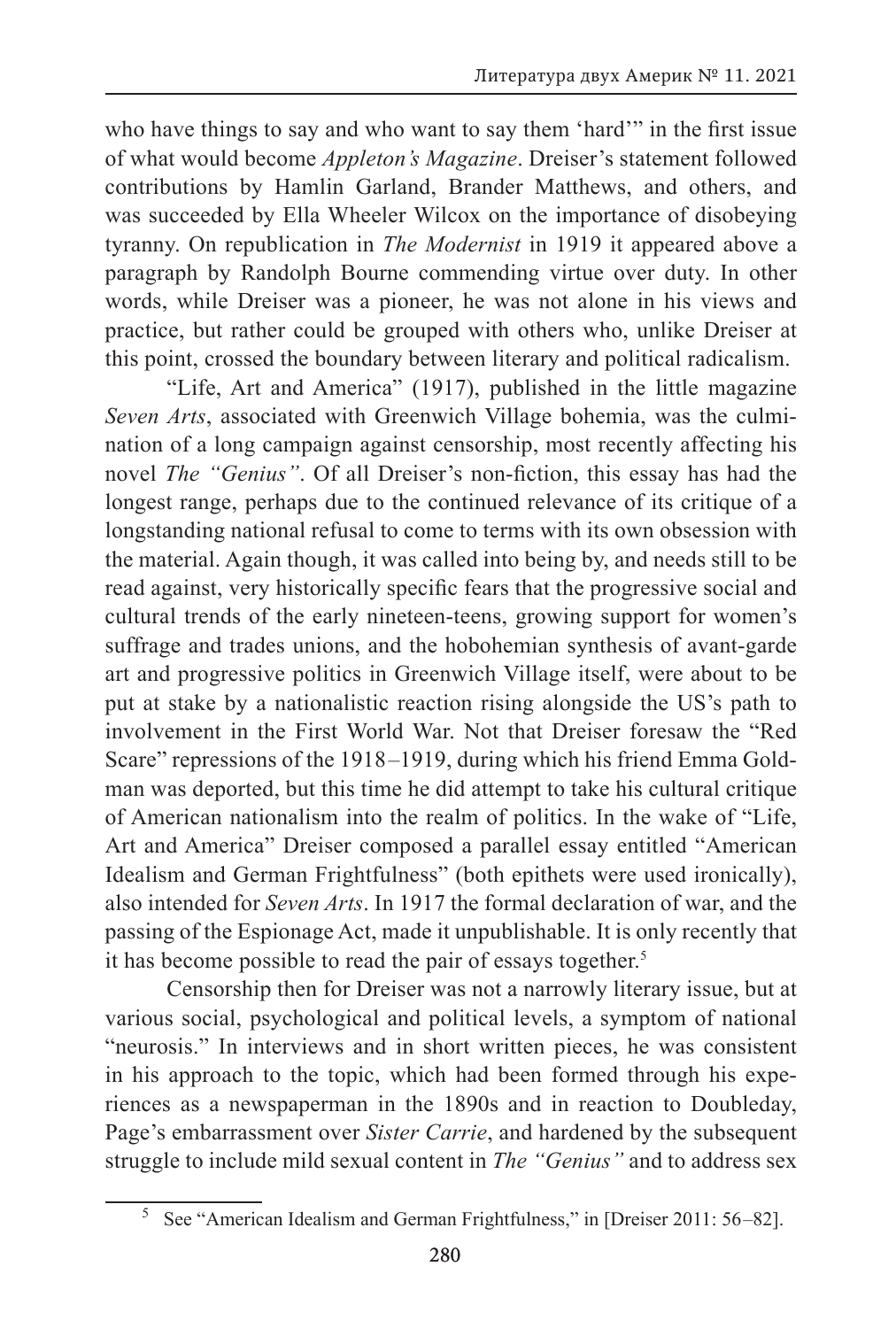who have things to say and who want to say them 'hard'" in the first issue of what would become *Appleton's Magazine*. Dreiser's statement followed contributions by Hamlin Garland, Brander Matthews, and others, and was succeeded by Ella Wheeler Wilcox on the importance of disobeying tyranny. On republication in *The Modernist* in 1919 it appeared above a paragraph by Randolph Bourne commending virtue over duty. In other words, while Dreiser was a pioneer, he was not alone in his views and practice, but rather could be grouped with others who, unlike Dreiser at this point, crossed the boundary between literary and political radicalism.

"Life, Art and America" (1917), published in the little magazine *Seven Arts*, associated with Greenwich Village bohemia, was the culmination of a long campaign against censorship, most recently affecting his novel *The "Genius"*. Of all Dreiser's non-fiction, this essay has had the longest range, perhaps due to the continued relevance of its critique of a longstanding national refusal to come to terms with its own obsession with the material. Again though, it was called into being by, and needs still to be read against, very historically specific fears that the progressive social and cultural trends of the early nineteen-teens, growing support for women's suffrage and trades unions, and the hobohemian synthesis of avant-garde art and progressive politics in Greenwich Village itself, were about to be put at stake by a nationalistic reaction rising alongside the US's path to involvement in the First World War. Not that Dreiser foresaw the "Red Scare" repressions of the 1918–1919, during which his friend Emma Goldman was deported, but this time he did attempt to take his cultural critique of American nationalism into the realm of politics. In the wake of "Life, Art and America" Dreiser composed a parallel essay entitled "American Idealism and German Frightfulness" (both epithets were used ironically), also intended for *Seven Arts*. In 1917 the formal declaration of war, and the passing of the Espionage Act, made it unpublishable. It is only recently that it has become possible to read the pair of essays together.[5]

Censorship then for Dreiser was not a narrowly literary issue, but at various social, psychological and political levels, a symptom of national "neurosis." In interviews and in short written pieces, he was consistent in his approach to the topic, which had been formed through his experiences as a newspaperman in the 1890s and in reaction to Doubleday, Page's embarrassment over *Sister Carrie*, and hardened by the subsequent struggle to include mild sexual content in *The "Genius"* and to address sex

[5] See "American Idealism and German Frightfulness," in [Dreiser 2011: 56–82].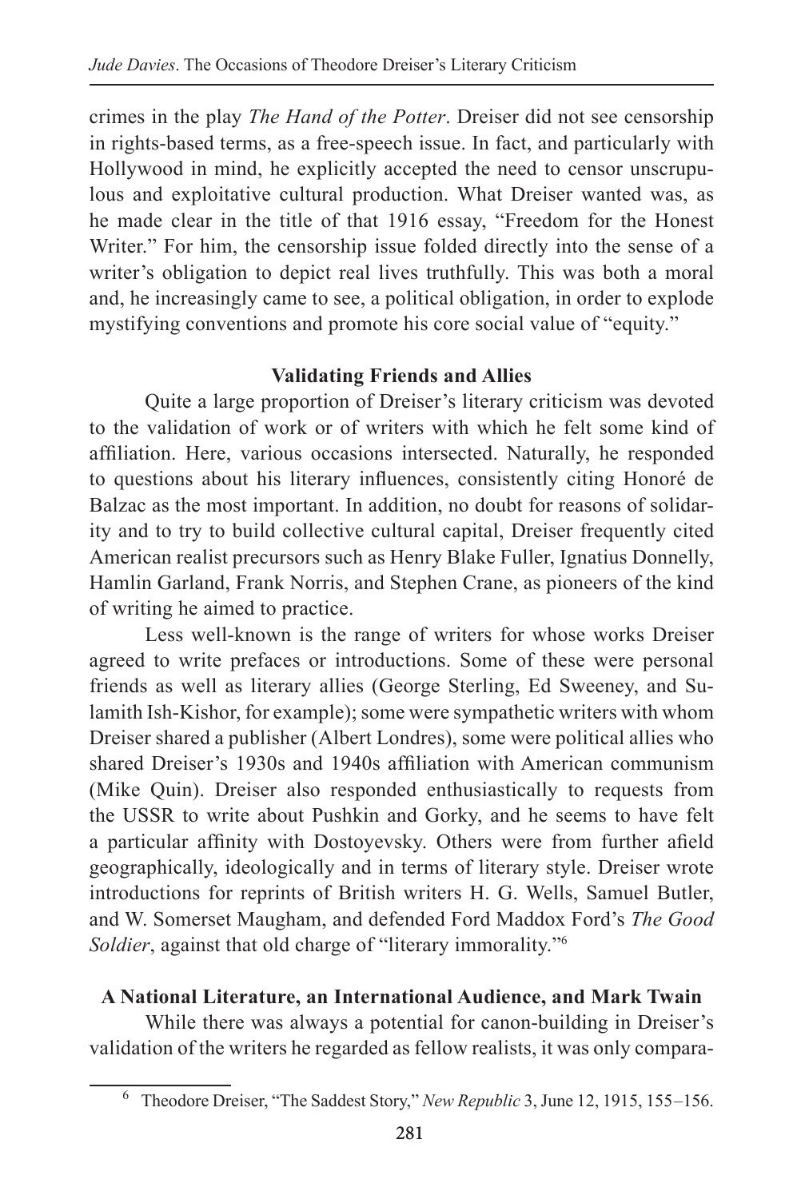crimes in the play *The Hand of the Potter*. Dreiser did not see censorship in rights-based terms, as a free-speech issue. In fact, and particularly with Hollywood in mind, he explicitly accepted the need to censor unscrupulous and exploitative cultural production. What Dreiser wanted was, as he made clear in the title of that 1916 essay, "Freedom for the Honest Writer." For him, the censorship issue folded directly into the sense of a writer's obligation to depict real lives truthfully. This was both a moral and, he increasingly came to see, a political obligation, in order to explode mystifying conventions and promote his core social value of "equity."

### Validating Friends and Allies

Quite a large proportion of Dreiser's literary criticism was devoted to the validation of work or of writers with which he felt some kind of affiliation. Here, various occasions intersected. Naturally, he responded to questions about his literary influences, consistently citing Honoré de Balzac as the most important. In addition, no doubt for reasons of solidarity and to try to build collective cultural capital, Dreiser frequently cited American realist precursors such as Henry Blake Fuller, Ignatius Donnelly, Hamlin Garland, Frank Norris, and Stephen Crane, as pioneers of the kind of writing he aimed to practice.

Less well-known is the range of writers for whose works Dreiser agreed to write prefaces or introductions. Some of these were personal friends as well as literary allies (George Sterling, Ed Sweeney, and Sulamith Ish-Kishor, for example); some were sympathetic writers with whom Dreiser shared a publisher (Albert Londres), some were political allies who shared Dreiser's 1930s and 1940s affiliation with American communism (Mike Quin). Dreiser also responded enthusiastically to requests from the USSR to write about Pushkin and Gorky, and he seems to have felt a particular affinity with Dostoyevsky. Others were from further afield geographically, ideologically and in terms of literary style. Dreiser wrote introductions for reprints of British writers H. G. Wells, Samuel Butler, and W. Somerset Maugham, and defended Ford Maddox Ford's *The Good Soldier*, against that old charge of "literary immorality."[6]

### A National Literature, an International Audience, and Mark Twain

While there was always a potential for canon-building in Dreiser's validation of the writers he regarded as fellow realists, it was only compara-

[6] Theodore Dreiser, "The Saddest Story," *New Republic* 3, June 12, 1915, 155–156.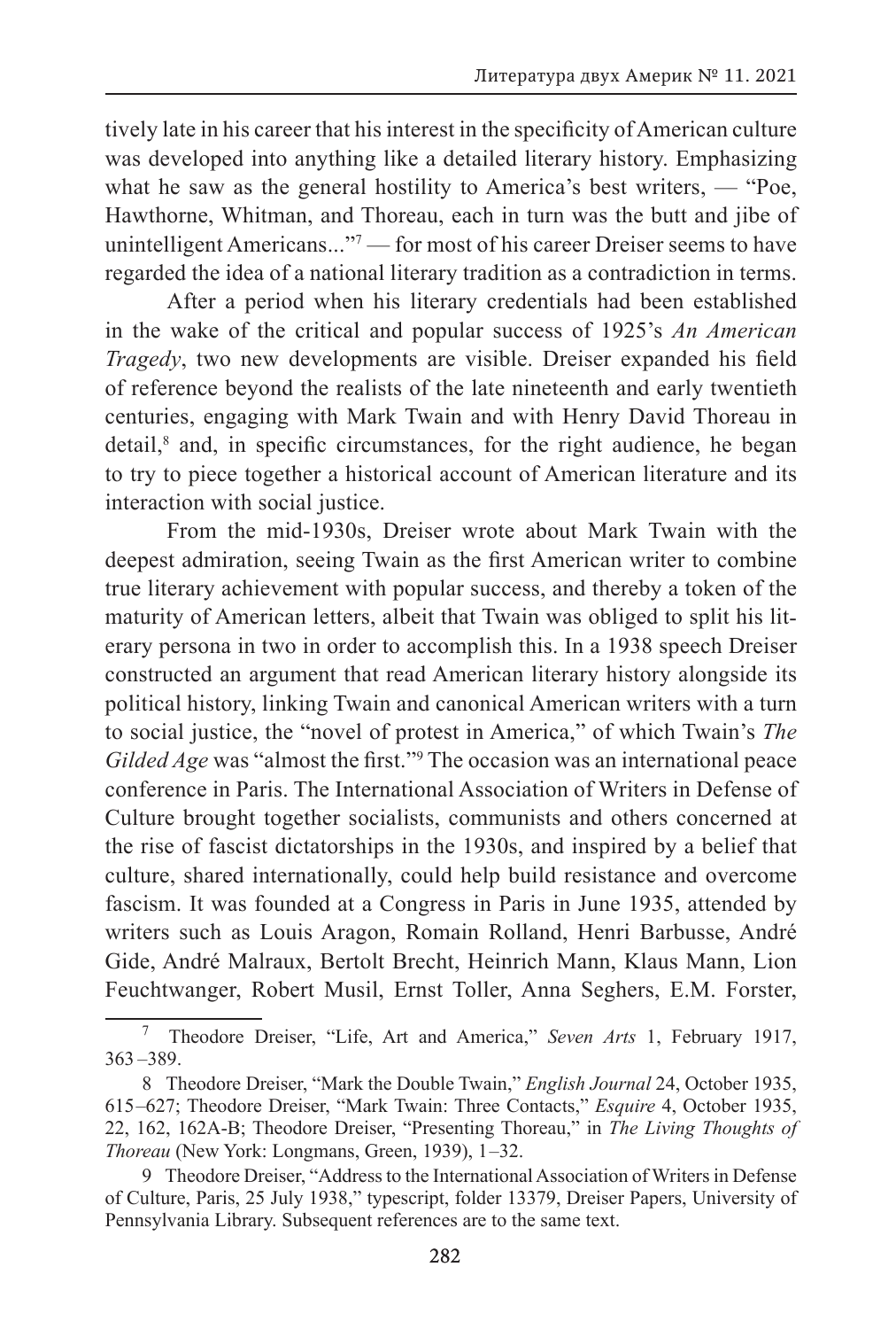tively late in his career that his interest in the specificity of American culture was developed into anything like a detailed literary history. Emphasizing what he saw as the general hostility to America's best writers, — "Poe, Hawthorne, Whitman, and Thoreau, each in turn was the butt and jibe of unintelligent Americans..."[7] — for most of his career Dreiser seems to have regarded the idea of a national literary tradition as a contradiction in terms.

After a period when his literary credentials had been established in the wake of the critical and popular success of 1925's *An American Tragedy*, two new developments are visible. Dreiser expanded his field of reference beyond the realists of the late nineteenth and early twentieth centuries, engaging with Mark Twain and with Henry David Thoreau in detail,[8] and, in specific circumstances, for the right audience, he began to try to piece together a historical account of American literature and its interaction with social justice.

From the mid-1930s, Dreiser wrote about Mark Twain with the deepest admiration, seeing Twain as the first American writer to combine true literary achievement with popular success, and thereby a token of the maturity of American letters, albeit that Twain was obliged to split his literary persona in two in order to accomplish this. In a 1938 speech Dreiser constructed an argument that read American literary history alongside its political history, linking Twain and canonical American writers with a turn to social justice, the "novel of protest in America," of which Twain's *The Gilded Age* was "almost the first."[9] The occasion was an international peace conference in Paris. The International Association of Writers in Defense of Culture brought together socialists, communists and others concerned at the rise of fascist dictatorships in the 1930s, and inspired by a belief that culture, shared internationally, could help build resistance and overcome fascism. It was founded at a Congress in Paris in June 1935, attended by writers such as Louis Aragon, Romain Rolland, Henri Barbusse, André Gide, André Malraux, Bertolt Brecht, Heinrich Mann, Klaus Mann, Lion Feuchtwanger, Robert Musil, Ernst Toller, Anna Seghers, E.M. Forster,

---

[7] Theodore Dreiser, "Life, Art and America," *Seven Arts* 1, February 1917, 363–389.

[8] Theodore Dreiser, "Mark the Double Twain," *English Journal* 24, October 1935, 615–627; Theodore Dreiser, "Mark Twain: Three Contacts," *Esquire* 4, October 1935, 22, 162, 162A-B; Theodore Dreiser, "Presenting Thoreau," in *The Living Thoughts of Thoreau* (New York: Longmans, Green, 1939), 1–32.

[9] Theodore Dreiser, "Address to the International Association of Writers in Defense of Culture, Paris, 25 July 1938," typescript, folder 13379, Dreiser Papers, University of Pennsylvania Library. Subsequent references are to the same text.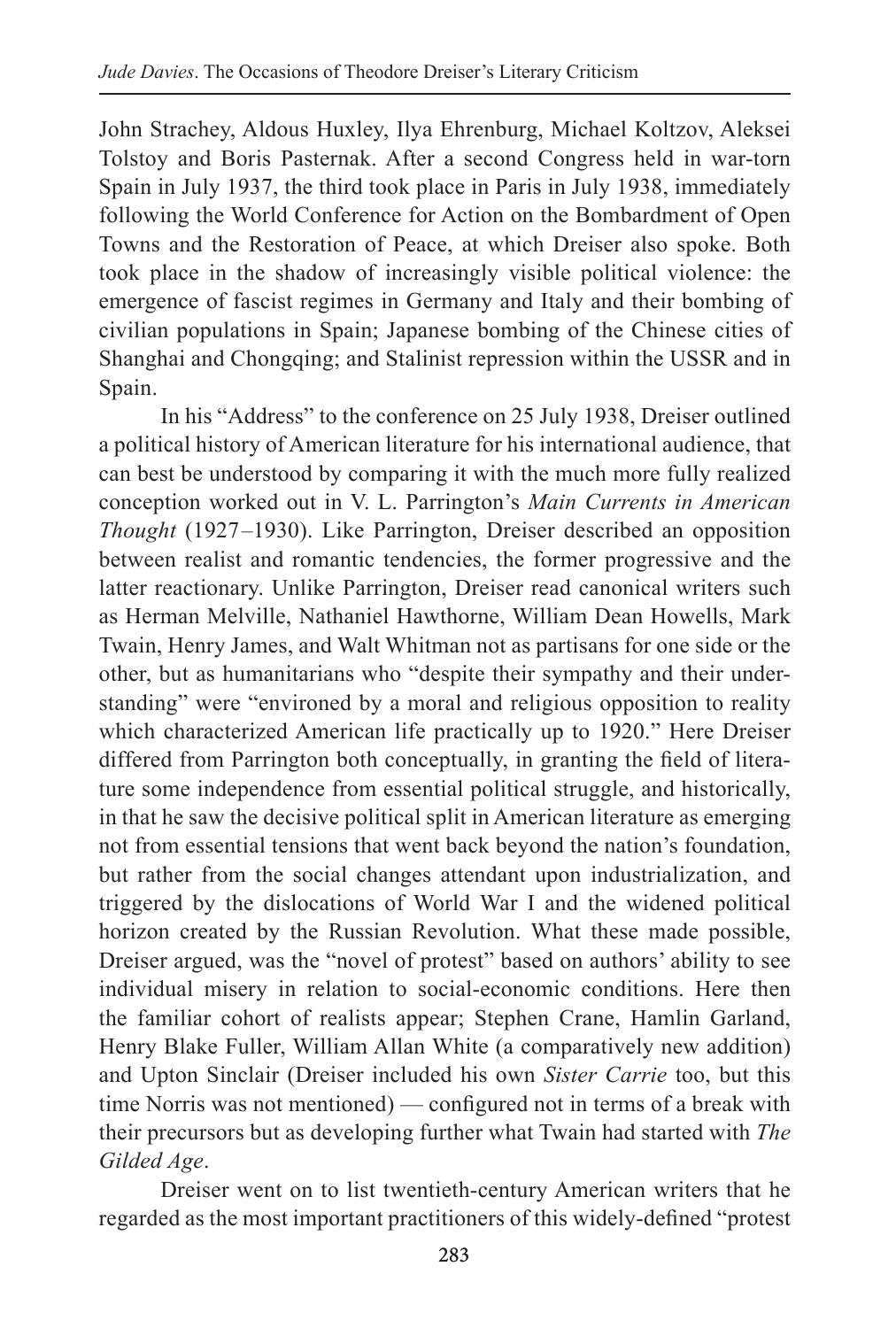John Strachey, Aldous Huxley, Ilya Ehrenburg, Michael Koltzov, Aleksei Tolstoy and Boris Pasternak. After a second Congress held in war-torn Spain in July 1937, the third took place in Paris in July 1938, immediately following the World Conference for Action on the Bombardment of Open Towns and the Restoration of Peace, at which Dreiser also spoke. Both took place in the shadow of increasingly visible political violence: the emergence of fascist regimes in Germany and Italy and their bombing of civilian populations in Spain; Japanese bombing of the Chinese cities of Shanghai and Chongqing; and Stalinist repression within the USSR and in Spain.

In his "Address" to the conference on 25 July 1938, Dreiser outlined a political history of American literature for his international audience, that can best be understood by comparing it with the much more fully realized conception worked out in V. L. Parrington's *Main Currents in American Thought* (1927–1930). Like Parrington, Dreiser described an opposition between realist and romantic tendencies, the former progressive and the latter reactionary. Unlike Parrington, Dreiser read canonical writers such as Herman Melville, Nathaniel Hawthorne, William Dean Howells, Mark Twain, Henry James, and Walt Whitman not as partisans for one side or the other, but as humanitarians who "despite their sympathy and their understanding" were "environed by a moral and religious opposition to reality which characterized American life practically up to 1920." Here Dreiser differed from Parrington both conceptually, in granting the field of literature some independence from essential political struggle, and historically, in that he saw the decisive political split in American literature as emerging not from essential tensions that went back beyond the nation's foundation, but rather from the social changes attendant upon industrialization, and triggered by the dislocations of World War I and the widened political horizon created by the Russian Revolution. What these made possible, Dreiser argued, was the "novel of protest" based on authors' ability to see individual misery in relation to social-economic conditions. Here then the familiar cohort of realists appear; Stephen Crane, Hamlin Garland, Henry Blake Fuller, William Allan White (a comparatively new addition) and Upton Sinclair (Dreiser included his own *Sister Carrie* too, but this time Norris was not mentioned) — configured not in terms of a break with their precursors but as developing further what Twain had started with *The Gilded Age*.

Dreiser went on to list twentieth-century American writers that he regarded as the most important practitioners of this widely-defined "protest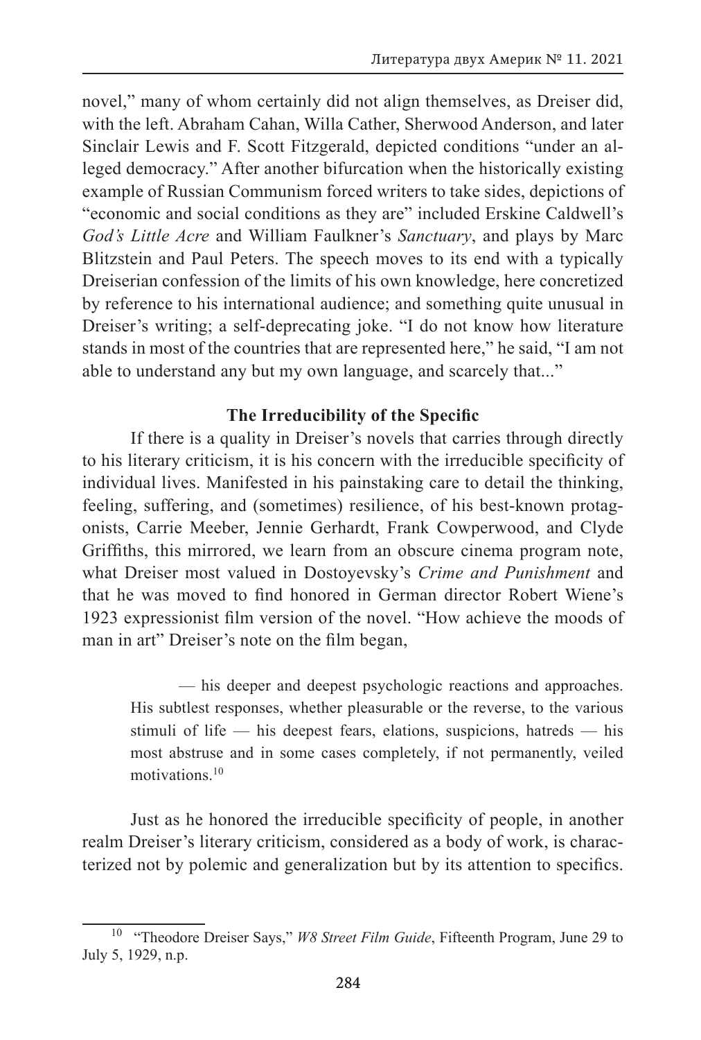novel," many of whom certainly did not align themselves, as Dreiser did, with the left. Abraham Cahan, Willa Cather, Sherwood Anderson, and later Sinclair Lewis and F. Scott Fitzgerald, depicted conditions "under an alleged democracy." After another bifurcation when the historically existing example of Russian Communism forced writers to take sides, depictions of "economic and social conditions as they are" included Erskine Caldwell's *God's Little Acre* and William Faulkner's *Sanctuary*, and plays by Marc Blitzstein and Paul Peters. The speech moves to its end with a typically Dreiserian confession of the limits of his own knowledge, here concretized by reference to his international audience; and something quite unusual in Dreiser's writing; a self-deprecating joke. "I do not know how literature stands in most of the countries that are represented here," he said, "I am not able to understand any but my own language, and scarcely that..."

**The Irreducibility of the Specific**

If there is a quality in Dreiser's novels that carries through directly to his literary criticism, it is his concern with the irreducible specificity of individual lives. Manifested in his painstaking care to detail the thinking, feeling, suffering, and (sometimes) resilience, of his best-known protagonists, Carrie Meeber, Jennie Gerhardt, Frank Cowperwood, and Clyde Griffiths, this mirrored, we learn from an obscure cinema program note, what Dreiser most valued in Dostoyevsky's *Crime and Punishment* and that he was moved to find honored in German director Robert Wiene's 1923 expressionist film version of the novel. "How achieve the moods of man in art" Dreiser's note on the film began,

> — his deeper and deepest psychologic reactions and approaches. His subtlest responses, whether pleasurable or the reverse, to the various stimuli of life — his deepest fears, elations, suspicions, hatreds — his most abstruse and in some cases completely, if not permanently, veiled motivations.[10]

Just as he honored the irreducible specificity of people, in another realm Dreiser's literary criticism, considered as a body of work, is characterized not by polemic and generalization but by its attention to specifics.

[10] "Theodore Dreiser Says," *W8 Street Film Guide*, Fifteenth Program, June 29 to July 5, 1929, n.p.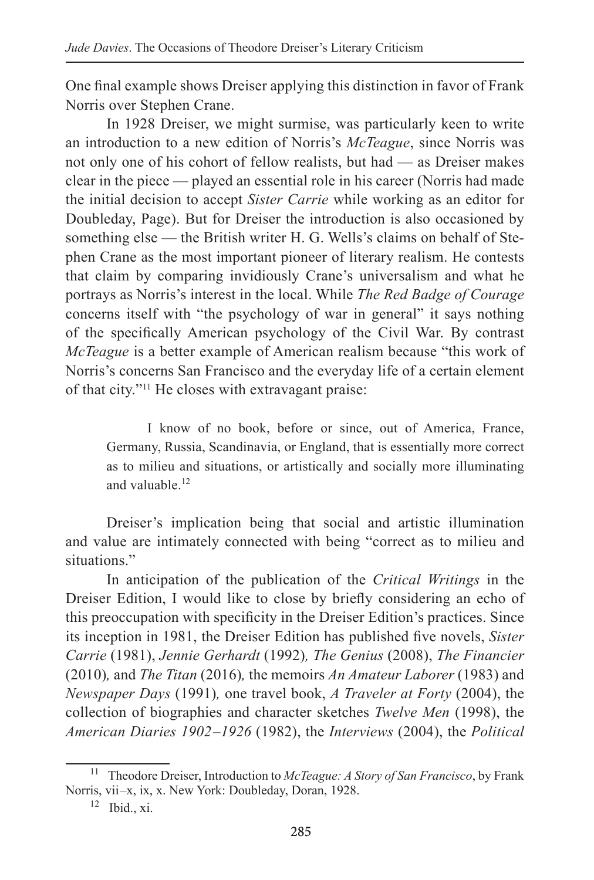One final example shows Dreiser applying this distinction in favor of Frank Norris over Stephen Crane.

In 1928 Dreiser, we might surmise, was particularly keen to write an introduction to a new edition of Norris's *McTeague*, since Norris was not only one of his cohort of fellow realists, but had — as Dreiser makes clear in the piece — played an essential role in his career (Norris had made the initial decision to accept *Sister Carrie* while working as an editor for Doubleday, Page). But for Dreiser the introduction is also occasioned by something else — the British writer H. G. Wells's claims on behalf of Stephen Crane as the most important pioneer of literary realism. He contests that claim by comparing invidiously Crane's universalism and what he portrays as Norris's interest in the local. While *The Red Badge of Courage* concerns itself with "the psychology of war in general" it says nothing of the specifically American psychology of the Civil War. By contrast *McTeague* is a better example of American realism because "this work of Norris's concerns San Francisco and the everyday life of a certain element of that city."[11] He closes with extravagant praise:

> I know of no book, before or since, out of America, France, Germany, Russia, Scandinavia, or England, that is essentially more correct as to milieu and situations, or artistically and socially more illuminating and valuable.[12]

Dreiser's implication being that social and artistic illumination and value are intimately connected with being "correct as to milieu and situations."

In anticipation of the publication of the *Critical Writings* in the Dreiser Edition, I would like to close by briefly considering an echo of this preoccupation with specificity in the Dreiser Edition's practices. Since its inception in 1981, the Dreiser Edition has published five novels, *Sister Carrie* (1981), *Jennie Gerhardt* (1992)*, The Genius* (2008), *The Financier* (2010)*,* and *The Titan* (2016)*,* the memoirs *An Amateur Laborer* (1983) and *Newspaper Days* (1991)*,* one travel book, *A Traveler at Forty* (2004), the collection of biographies and character sketches *Twelve Men* (1998), the *American Diaries 1902–1926* (1982), the *Interviews* (2004), the *Political*

---

[11] Theodore Dreiser, Introduction to *McTeague: A Story of San Francisco*, by Frank Norris, vii–x, ix, x. New York: Doubleday, Doran, 1928.

[12] Ibid., xi.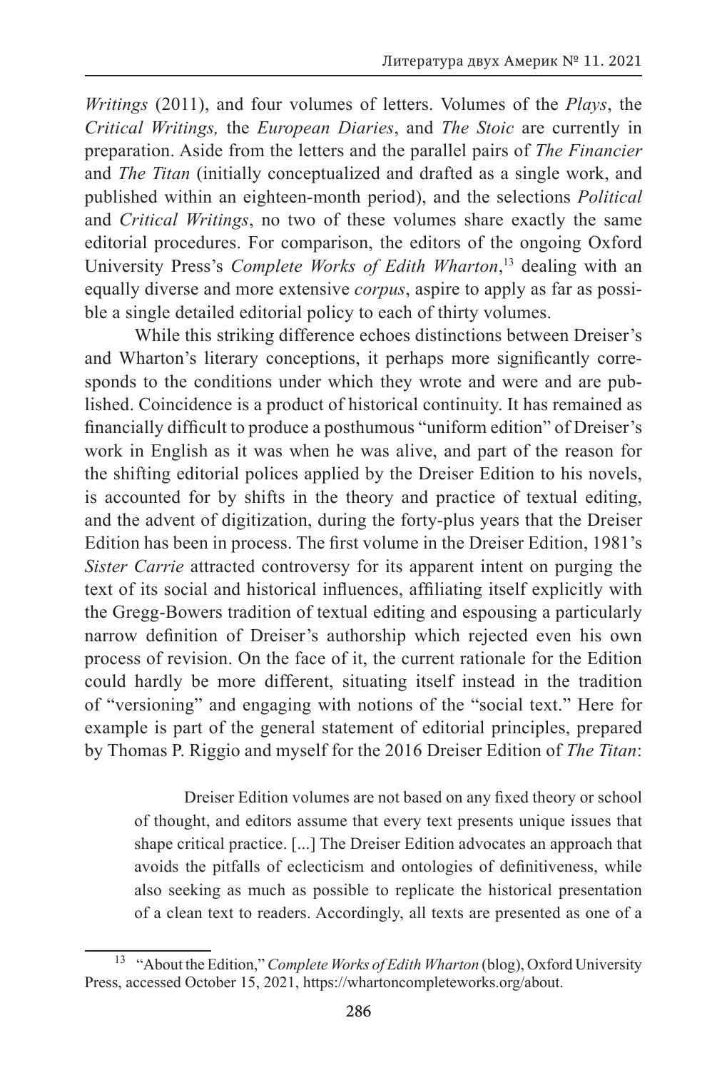*Writings* (2011), and four volumes of letters. Volumes of the *Plays*, the *Critical Writings,* the *European Diaries*, and *The Stoic* are currently in preparation. Aside from the letters and the parallel pairs of *The Financier* and *The Titan* (initially conceptualized and drafted as a single work, and published within an eighteen-month period), and the selections *Political* and *Critical Writings*, no two of these volumes share exactly the same editorial procedures. For comparison, the editors of the ongoing Oxford University Press's *Complete Works of Edith Wharton*,[13] dealing with an equally diverse and more extensive *corpus*, aspire to apply as far as possible a single detailed editorial policy to each of thirty volumes.

While this striking difference echoes distinctions between Dreiser's and Wharton's literary conceptions, it perhaps more significantly corresponds to the conditions under which they wrote and were and are published. Coincidence is a product of historical continuity. It has remained as financially difficult to produce a posthumous "uniform edition" of Dreiser's work in English as it was when he was alive, and part of the reason for the shifting editorial polices applied by the Dreiser Edition to his novels, is accounted for by shifts in the theory and practice of textual editing, and the advent of digitization, during the forty-plus years that the Dreiser Edition has been in process. The first volume in the Dreiser Edition, 1981's *Sister Carrie* attracted controversy for its apparent intent on purging the text of its social and historical influences, affiliating itself explicitly with the Gregg-Bowers tradition of textual editing and espousing a particularly narrow definition of Dreiser's authorship which rejected even his own process of revision. On the face of it, the current rationale for the Edition could hardly be more different, situating itself instead in the tradition of "versioning" and engaging with notions of the "social text." Here for example is part of the general statement of editorial principles, prepared by Thomas P. Riggio and myself for the 2016 Dreiser Edition of *The Titan*:

> Dreiser Edition volumes are not based on any fixed theory or school of thought, and editors assume that every text presents unique issues that shape critical practice. [...] The Dreiser Edition advocates an approach that avoids the pitfalls of eclecticism and ontologies of definitiveness, while also seeking as much as possible to replicate the historical presentation of a clean text to readers. Accordingly, all texts are presented as one of a

[13] "About the Edition," *Complete Works of Edith Wharton* (blog), Oxford University Press, accessed October 15, 2021, https://whartoncompleteworks.org/about.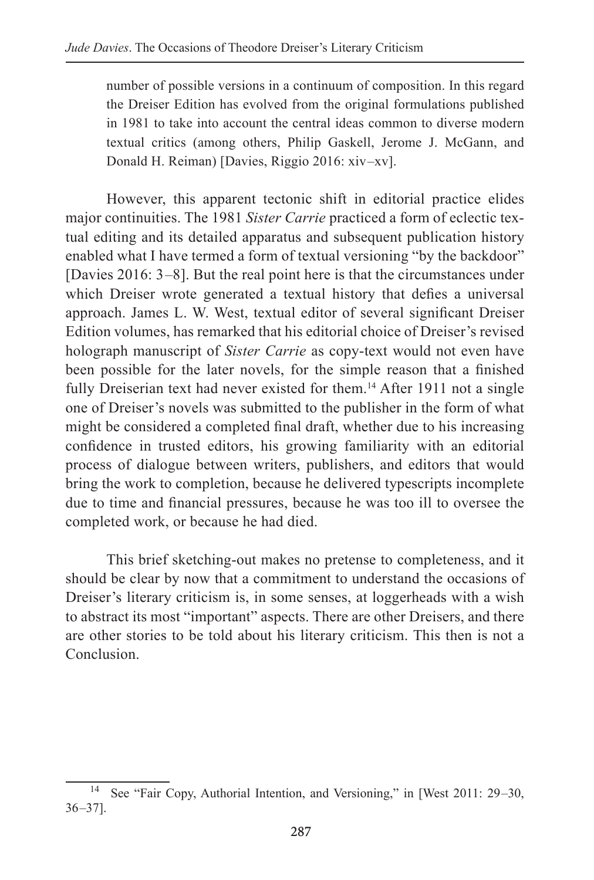> number of possible versions in a continuum of composition. In this regard the Dreiser Edition has evolved from the original formulations published in 1981 to take into account the central ideas common to diverse modern textual critics (among others, Philip Gaskell, Jerome J. McGann, and Donald H. Reiman) [Davies, Riggio 2016: xiv–xv].

However, this apparent tectonic shift in editorial practice elides major continuities. The 1981 *Sister Carrie* practiced a form of eclectic textual editing and its detailed apparatus and subsequent publication history enabled what I have termed a form of textual versioning "by the backdoor" [Davies 2016: 3–8]. But the real point here is that the circumstances under which Dreiser wrote generated a textual history that defies a universal approach. James L. W. West, textual editor of several significant Dreiser Edition volumes, has remarked that his editorial choice of Dreiser's revised holograph manuscript of *Sister Carrie* as copy-text would not even have been possible for the later novels, for the simple reason that a finished fully Dreiserian text had never existed for them.[14] After 1911 not a single one of Dreiser's novels was submitted to the publisher in the form of what might be considered a completed final draft, whether due to his increasing confidence in trusted editors, his growing familiarity with an editorial process of dialogue between writers, publishers, and editors that would bring the work to completion, because he delivered typescripts incomplete due to time and financial pressures, because he was too ill to oversee the completed work, or because he had died.

This brief sketching-out makes no pretense to completeness, and it should be clear by now that a commitment to understand the occasions of Dreiser's literary criticism is, in some senses, at loggerheads with a wish to abstract its most "important" aspects. There are other Dreisers, and there are other stories to be told about his literary criticism. This then is not a Conclusion.

---

[14] See "Fair Copy, Authorial Intention, and Versioning," in [West 2011: 29–30, 36–37].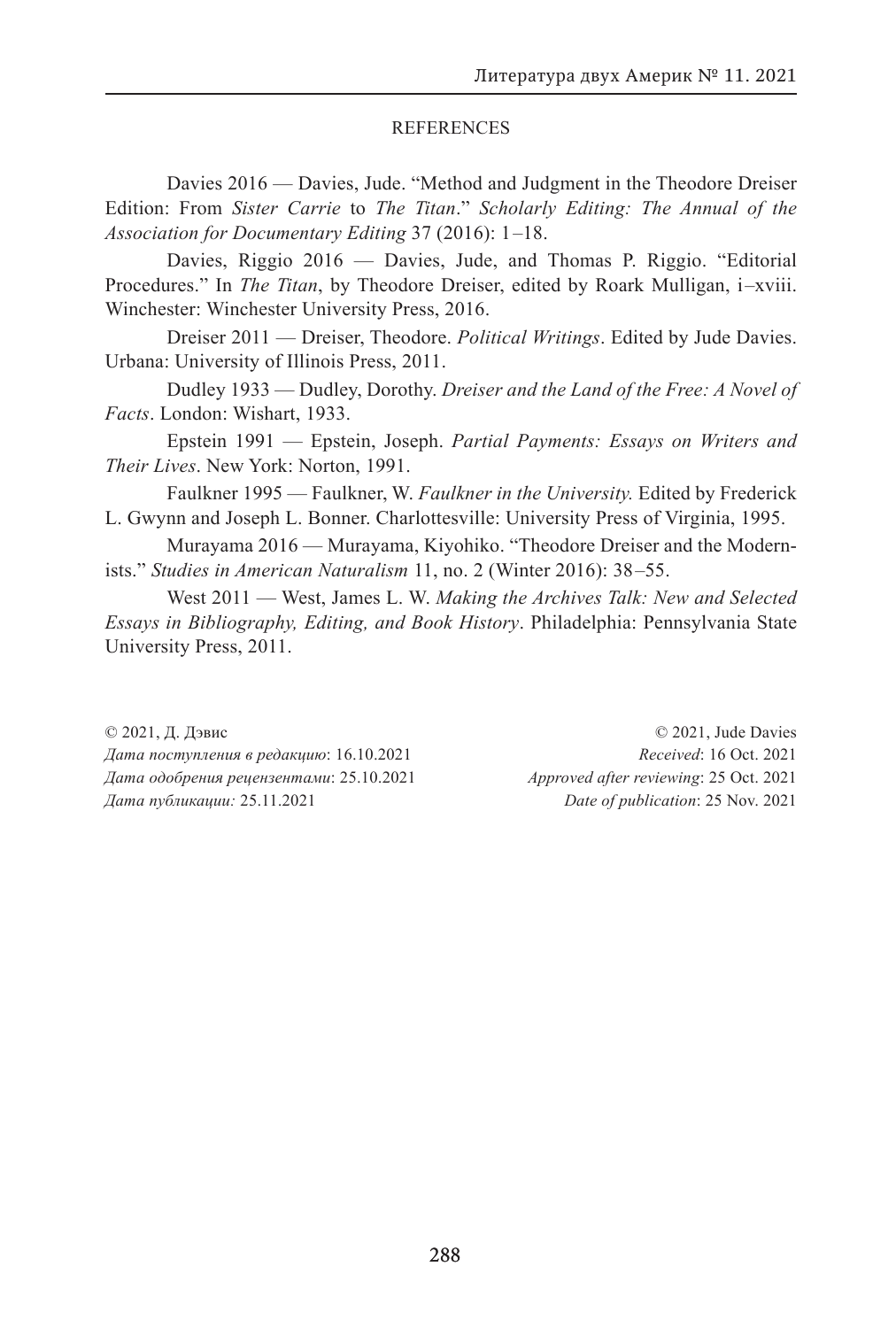REFERENCES

Davies 2016 — Davies, Jude. “Method and Judgment in the Theodore Dreiser Edition: From *Sister Carrie* to *The Titan*.” *Scholarly Editing: The Annual of the Association for Documentary Editing* 37 (2016): 1–18.

Davies, Riggio 2016 — Davies, Jude, and Thomas P. Riggio. “Editorial Procedures.” In *The Titan*, by Theodore Dreiser, edited by Roark Mulligan, i–xviii. Winchester: Winchester University Press, 2016.

Dreiser 2011 — Dreiser, Theodore. *Political Writings*. Edited by Jude Davies. Urbana: University of Illinois Press, 2011.

Dudley 1933 — Dudley, Dorothy. *Dreiser and the Land of the Free: A Novel of Facts*. London: Wishart, 1933.

Epstein 1991 — Epstein, Joseph. *Partial Payments: Essays on Writers and Their Lives*. New York: Norton, 1991.

Faulkner 1995 — Faulkner, W. *Faulkner in the University.* Edited by Frederick L. Gwynn and Joseph L. Bonner. Charlottesville: University Press of Virginia, 1995.

Murayama 2016 — Murayama, Kiyohiko. “Theodore Dreiser and the Modernists.” *Studies in American Naturalism* 11, no. 2 (Winter 2016): 38–55.

West 2011 — West, James L. W. *Making the Archives Talk: New and Selected Essays in Bibliography, Editing, and Book History*. Philadelphia: Pennsylvania State University Press, 2011.

© 2021, Д. Дэвис
*Дата поступления в редакцию*: 16.10.2021
*Дата одобрения рецензентами*: 25.10.2021
*Дата публикации:* 25.11.2021

© 2021, Jude Davies
*Received*: 16 Oct. 2021
*Approved after reviewing*: 25 Oct. 2021
*Date of publication*: 25 Nov. 2021